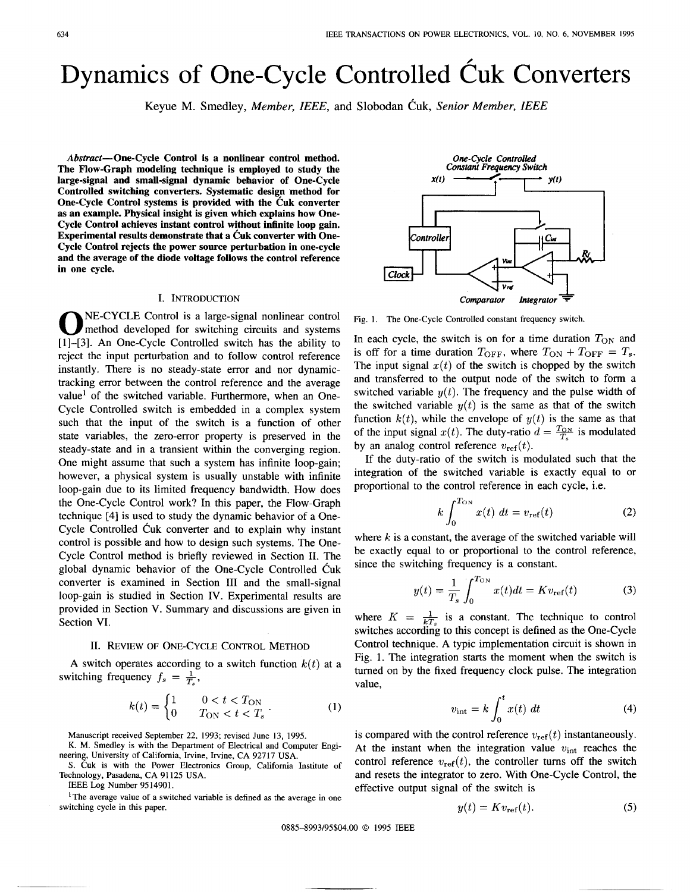# Dynamics of One-Cycle Controlled Ćuk Converters

Keyue M. Smedley, *Member, IEEE*, and Slobodan Ćuk, *Senior Member, IEEE*

***Abstract*—One-Cycle Control is a nonlinear control method. The Flow-Graph modeling technique is employed to study the large-signal and small-signal dynamic behavior of One-Cycle Controlled switching converters. Systematic design method for One-Cycle Control systems is provided with the Ćuk converter as an example. Physical insight is given which explains how One-Cycle Control achieves instant control without infinite loop gain. Experimental results demonstrate that a Ćuk converter with One-Cycle Control rejects the power source perturbation in one-cycle and the average of the diode voltage follows the control reference in one cycle.**

## I. Introduction

ONE-CYCLE Control is a large-signal nonlinear control method developed for switching circuits and systems [1]–[3]. An One-Cycle Controlled switch has the ability to reject the input perturbation and to follow control reference instantly. There is no steady-state error and nor dynamic-tracking error between the control reference and the average value[1] of the switched variable. Furthermore, when an One-Cycle Controlled switch is embedded in a complex system such that the input of the switch is a function of other state variables, the zero-error property is preserved in the steady-state and in a transient within the converging region. One might assume that such a system has infinite loop-gain; however, a physical system is usually unstable with infinite loop-gain due to its limited frequency bandwidth. How does the One-Cycle Control work? In this paper, the Flow-Graph technique [4] is used to study the dynamic behavior of a One-Cycle Controlled Ćuk converter and to explain why instant control is possible and how to design such systems. The One-Cycle Control method is briefly reviewed in Section II. The global dynamic behavior of the One-Cycle Controlled Ćuk converter is examined in Section III and the small-signal loop-gain is studied in Section IV. Experimental results are provided in Section V. Summary and discussions are given in Section VI.

## II. Review of One-Cycle Control Method

A switch operates according to a switch function $k(t)$ at a switching frequency $f_s = \frac{1}{T_s}$,

$$k(t) = \begin{cases} 1 & 0 < t < T_{\mathrm{ON}} \\ 0 & T_{\mathrm{ON}} < t < T_s \end{cases}. \tag{1}$$

Manuscript received September 22, 1993; revised June 13, 1995.

K. M. Smedley is with the Department of Electrical and Computer Engineering, University of California, Irvine, Irvine, CA 92717 USA.

S. Ćuk is with the Power Electronics Group, California Institute of Technology, Pasadena, CA 91125 USA.

IEEE Log Number 9514901.

[1] The average value of a switched variable is defined as the average in one switching cycle in this paper.

*One-Cycle Controlled Constant Frequency Switch*

Fig. 1. The One-Cycle Controlled constant frequency switch.

In each cycle, the switch is on for a time duration $T_{\mathrm{ON}}$ and is off for a time duration $T_{\mathrm{OFF}}$, where $T_{\mathrm{ON}} + T_{\mathrm{OFF}} = T_s$. The input signal $x(t)$ of the switch is chopped by the switch and transferred to the output node of the switch to form a switched variable $y(t)$. The frequency and the pulse width of the switched variable $y(t)$ is the same as that of the switch function $k(t)$, while the envelope of $y(t)$ is the same as that of the input signal $x(t)$. The duty-ratio $d = \frac{T_{\mathrm{ON}}}{T_s}$ is modulated by an analog control reference $v_{\mathrm{ref}}(t)$.

If the duty-ratio of the switch is modulated such that the integration of the switched variable is exactly equal to or proportional to the control reference in each cycle, i.e.

$$k \int_0^{T_{\mathrm{ON}}} x(t)\, dt = v_{\mathrm{ref}}(t) \tag{2}$$

where $k$ is a constant, the average of the switched variable will be exactly equal to or proportional to the control reference, since the switching frequency is a constant.

$$y(t) = \frac{1}{T_s} \int_0^{T_{\mathrm{ON}}} x(t) dt = K v_{\mathrm{ref}}(t) \tag{3}$$

where $K = \frac{1}{kT_s}$ is a constant. The technique to control switches according to this concept is defined as the One-Cycle Control technique. A typic implementation circuit is shown in Fig. 1. The integration starts the moment when the switch is turned on by the fixed frequency clock pulse. The integration value,

$$v_{\mathrm{int}} = k \int_0^t x(t)\, dt \tag{4}$$

is compared with the control reference $v_{\mathrm{ref}}(t)$ instantaneously. At the instant when the integration value $v_{\mathrm{int}}$ reaches the control reference $v_{\mathrm{ref}}(t)$, the controller turns off the switch and resets the integrator to zero. With One-Cycle Control, the effective output signal of the switch is

$$y(t) = K v_{\mathrm{ref}}(t). \tag{5}$$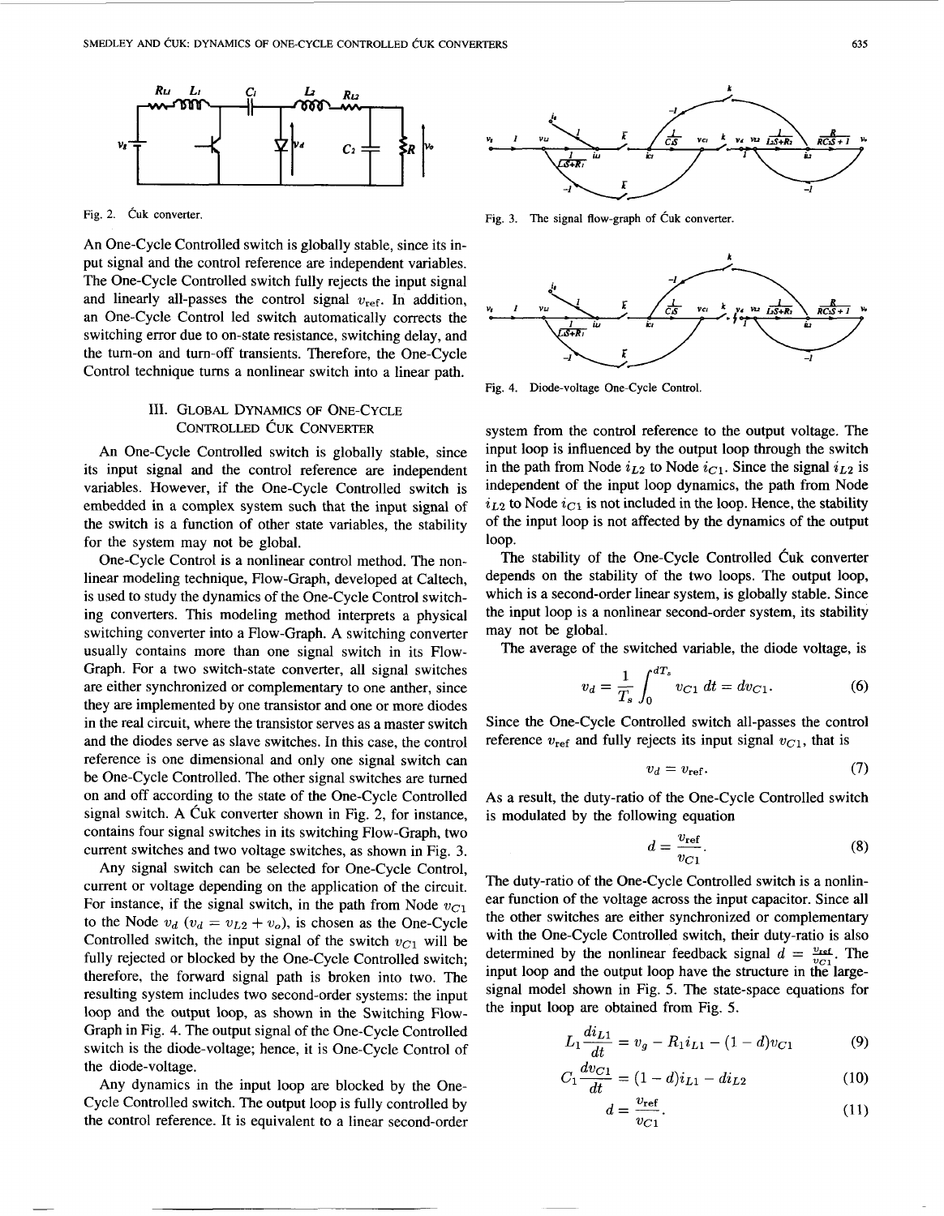Fig. 2. Ćuk converter.

Fig. 3. The signal flow-graph of Ćuk converter.

Fig. 4. Diode-voltage One-Cycle Control.

An One-Cycle Controlled switch is globally stable, since its input signal and the control reference are independent variables. The One-Cycle Controlled switch fully rejects the input signal and linearly all-passes the control signal $v_{\text{ref}}$. In addition, an One-Cycle Control led switch automatically corrects the switching error due to on-state resistance, switching delay, and the turn-on and turn-off transients. Therefore, the One-Cycle Control technique turns a nonlinear switch into a linear path.

## III. Global Dynamics of One-Cycle Controlled Ćuk Converter

An One-Cycle Controlled switch is globally stable, since its input signal and the control reference are independent variables. However, if the One-Cycle Controlled switch is embedded in a complex system such that the input signal of the switch is a function of other state variables, the stability for the system may not be global.

One-Cycle Control is a nonlinear control method. The nonlinear modeling technique, Flow-Graph, developed at Caltech, is used to study the dynamics of the One-Cycle Control switching converters. This modeling method interprets a physical switching converter into a Flow-Graph. A switching converter usually contains more than one signal switch in its Flow-Graph. For a two switch-state converter, all signal switches are either synchronized or complementary to one anther, since they are implemented by one transistor and one or more diodes in the real circuit, where the transistor serves as a master switch and the diodes serve as slave switches. In this case, the control reference is one dimensional and only one signal switch can be One-Cycle Controlled. The other signal switches are turned on and off according to the state of the One-Cycle Controlled signal switch. A Ćuk converter shown in Fig. 2, for instance, contains four signal switches in its switching Flow-Graph, two current switches and two voltage switches, as shown in Fig. 3.

Any signal switch can be selected for One-Cycle Control, current or voltage depending on the application of the circuit. For instance, if the signal switch, in the path from Node $v_{C1}$ to the Node $v_d$ ($v_d = v_{L2} + v_o$), is chosen as the One-Cycle Controlled switch, the input signal of the switch $v_{C1}$ will be fully rejected or blocked by the One-Cycle Controlled switch; therefore, the forward signal path is broken into two. The resulting system includes two second-order systems: the input loop and the output loop, as shown in the Switching Flow-Graph in Fig. 4. The output signal of the One-Cycle Controlled switch is the diode-voltage; hence, it is One-Cycle Control of the diode-voltage.

Any dynamics in the input loop are blocked by the One-Cycle Controlled switch. The output loop is fully controlled by the control reference. It is equivalent to a linear second-order system from the control reference to the output voltage. The input loop is influenced by the output loop through the switch in the path from Node $i_{L2}$ to Node $i_{C1}$. Since the signal $i_{L2}$ is independent of the input loop dynamics, the path from Node $i_{L2}$ to Node $i_{C1}$ is not included in the loop. Hence, the stability of the input loop is not affected by the dynamics of the output loop.

The stability of the One-Cycle Controlled Ćuk converter depends on the stability of the two loops. The output loop, which is a second-order linear system, is globally stable. Since the input loop is a nonlinear second-order system, its stability may not be global.

The average of the switched variable, the diode voltage, is

$$v_d = \frac{1}{T_s}\int_0^{dT_s} v_{C1}\,dt = dv_{C1}. \tag{6}$$

Since the One-Cycle Controlled switch all-passes the control reference $v_{\text{ref}}$ and fully rejects its input signal $v_{C1}$, that is

$$v_d = v_{\text{ref}}. \tag{7}$$

As a result, the duty-ratio of the One-Cycle Controlled switch is modulated by the following equation

$$d = \frac{v_{\text{ref}}}{v_{C1}}. \tag{8}$$

The duty-ratio of the One-Cycle Controlled switch is a nonlinear function of the voltage across the input capacitor. Since all the other switches are either synchronized or complementary with the One-Cycle Controlled switch, their duty-ratio is also determined by the nonlinear feedback signal $d = \frac{v_{\text{ref}}}{v_{C1}}$. The input loop and the output loop have the structure in the large-signal model shown in Fig. 5. The state-space equations for the input loop are obtained from Fig. 5.

$$L_1\frac{di_{L1}}{dt} = v_g - R_1 i_{L1} - (1-d)v_{C1} \tag{9}$$

$$C_1\frac{dv_{C1}}{dt} = (1-d)i_{L1} - di_{L2} \tag{10}$$

$$d = \frac{v_{\text{ref}}}{v_{C1}}. \tag{11}$$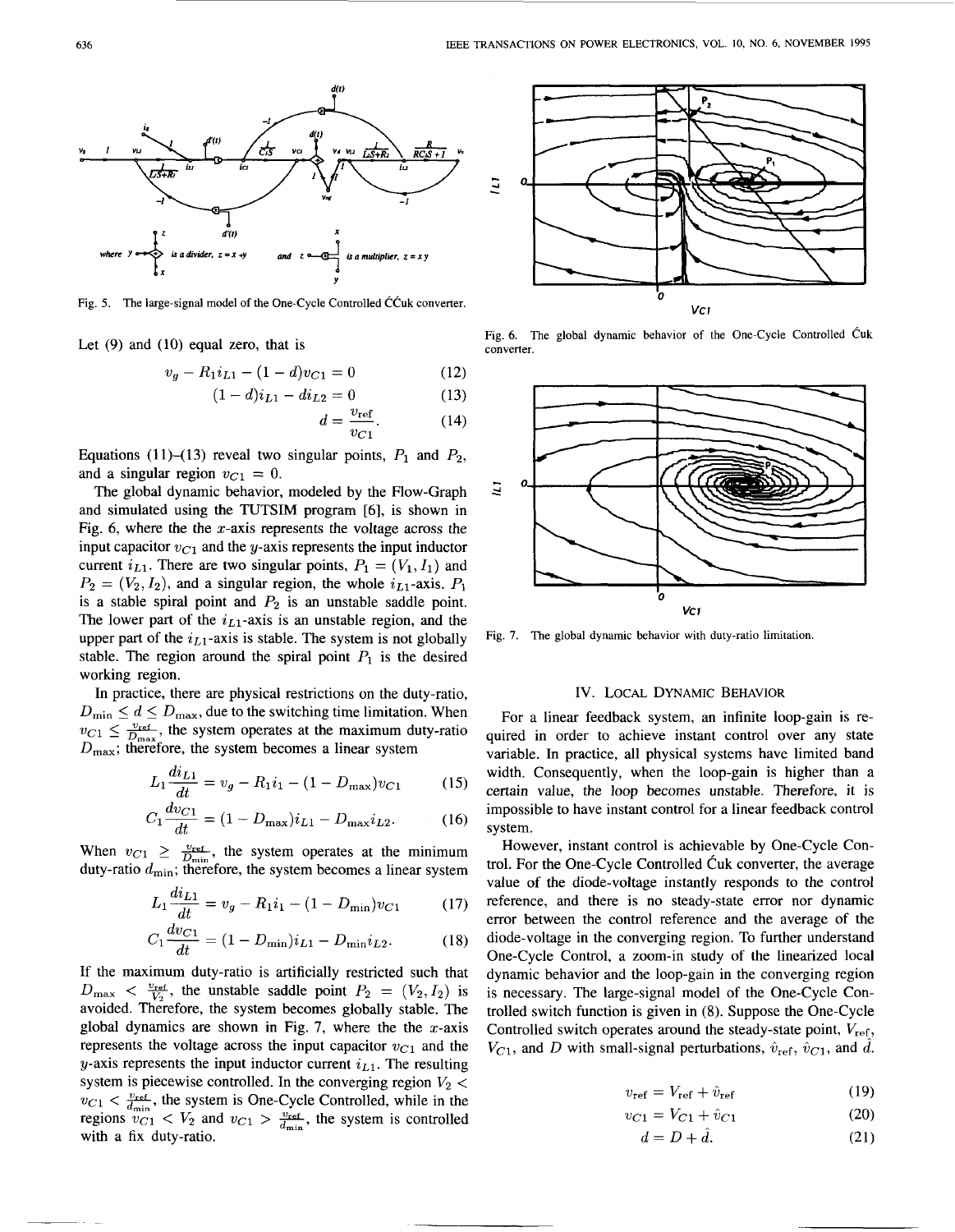Fig. 5. The large-signal model of the One-Cycle Controlled ĆCuk converter.

Let (9) and (10) equal zero, that is

$$v_g - R_1 i_{L1} - (1-d)v_{C1} = 0 \quad (12)$$

$$(1-d)i_{L1} - d i_{L2} = 0 \quad (13)$$

$$d = \frac{v_{\mathrm{ref}}}{v_{C1}}. \quad (14)$$

Equations (11)–(13) reveal two singular points, $P_1$ and $P_2$, and a singular region $v_{C1} = 0$.

The global dynamic behavior, modeled by the Flow-Graph and simulated using the TUTSIM program [6], is shown in Fig. 6, where the the $x$-axis represents the voltage across the input capacitor $v_{C1}$ and the $y$-axis represents the input inductor current $i_{L1}$. There are two singular points, $P_1 = (V_1, I_1)$ and $P_2 = (V_2, I_2)$, and a singular region, the whole $i_{L1}$-axis. $P_1$ is a stable spiral point and $P_2$ is an unstable saddle point. The lower part of the $i_{L1}$-axis is an unstable region, and the upper part of the $i_{L1}$-axis is stable. The system is not globally stable. The region around the spiral point $P_1$ is the desired working region.

In practice, there are physical restrictions on the duty-ratio, $D_{\min} \le d \le D_{\max}$, due to the switching time limitation. When $v_{C1} \le \frac{v_{\mathrm{ref}}}{D_{\max}}$, the system operates at the maximum duty-ratio $D_{\max}$; therefore, the system becomes a linear system

$$L_1 \frac{di_{L1}}{dt} = v_g - R_1 i_1 - (1 - D_{\max})v_{C1} \quad (15)$$

$$C_1 \frac{dv_{C1}}{dt} = (1 - D_{\max})i_{L1} - D_{\max} i_{L2}. \quad (16)$$

When $v_{C1} \ge \frac{v_{\mathrm{ref}}}{D_{\min}}$, the system operates at the minimum duty-ratio $d_{\min}$; therefore, the system becomes a linear system

$$L_1 \frac{di_{L1}}{dt} = v_g - R_1 i_1 - (1 - D_{\min})v_{C1} \quad (17)$$

$$C_1 \frac{dv_{C1}}{dt} = (1 - D_{\min})i_{L1} - D_{\min} i_{L2}. \quad (18)$$

If the maximum duty-ratio is artificially restricted such that $D_{\max} < \frac{v_{\mathrm{ref}}}{V_2}$, the unstable saddle point $P_2 = (V_2, I_2)$ is avoided. Therefore, the system becomes globally stable. The global dynamics are shown in Fig. 7, where the the $x$-axis represents the voltage across the input capacitor $v_{C1}$ and the $y$-axis represents the input inductor current $i_{L1}$. The resulting system is piecewise controlled. In the converging region $V_2 < v_{C1} < \frac{v_{\mathrm{ref}}}{d_{\min}}$, the system is One-Cycle Controlled, while in the regions $v_{C1} < V_2$ and $v_{C1} > \frac{v_{\mathrm{ref}}}{d_{\min}}$, the system is controlled with a fix duty-ratio.

Fig. 6. The global dynamic behavior of the One-Cycle Controlled Ćuk converter.

Fig. 7. The global dynamic behavior with duty-ratio limitation.

## IV. Local Dynamic Behavior

For a linear feedback system, an infinite loop-gain is required in order to achieve instant control over any state variable. In practice, all physical systems have limited band width. Consequently, when the loop-gain is higher than a certain value, the loop becomes unstable. Therefore, it is impossible to have instant control for a linear feedback control system.

However, instant control is achievable by One-Cycle Control. For the One-Cycle Controlled Ćuk converter, the average value of the diode-voltage instantly responds to the control reference, and there is no steady-state error nor dynamic error between the control reference and the average of the diode-voltage in the converging region. To further understand One-Cycle Control, a zoom-in study of the linearized local dynamic behavior and the loop-gain in the converging region is necessary. The large-signal model of the One-Cycle Controlled switch function is given in (8). Suppose the One-Cycle Controlled switch operates around the steady-state point, $V_{\mathrm{ref}}$, $V_{C1}$, and $D$ with small-signal perturbations, $\hat{v}_{\mathrm{ref}}$, $\hat{v}_{C1}$, and $\hat{d}$.

$$v_{\mathrm{ref}} = V_{\mathrm{ref}} + \hat{v}_{\mathrm{ref}} \quad (19)$$

$$v_{C1} = V_{C1} + \hat{v}_{C1} \quad (20)$$

$$d = D + \hat{d}. \quad (21)$$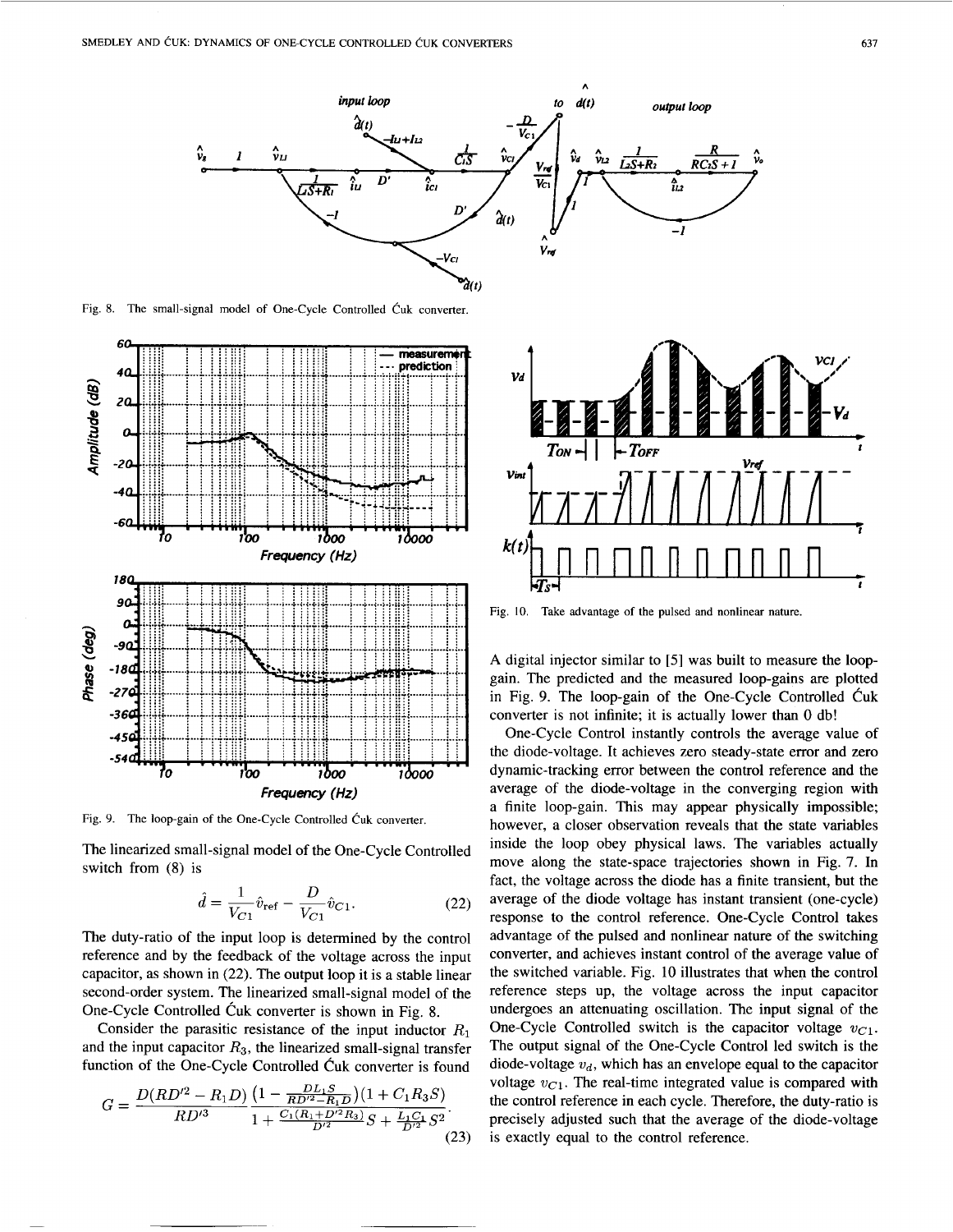Fig. 8. The small-signal model of One-Cycle Controlled Ćuk converter.

Fig. 9. The loop-gain of the One-Cycle Controlled Ćuk converter.

The linearized small-signal model of the One-Cycle Controlled switch from (8) is

$$\hat{d} = \frac{1}{V_{C1}}\hat{v}_{\text{ref}} - \frac{D}{V_{C1}}\hat{v}_{C1}. \tag{22}$$

The duty-ratio of the input loop is determined by the control reference and by the feedback of the voltage across the input capacitor, as shown in (22). The output loop it is a stable linear second-order system. The linearized small-signal model of the One-Cycle Controlled Ćuk converter is shown in Fig. 8.

Consider the parasitic resistance of the input inductor $R_1$ and the input capacitor $R_3$, the linearized small-signal transfer function of the One-Cycle Controlled Ćuk converter is found

$$G = \frac{D(RD'^2 - R_1 D)}{RD'^3} \frac{\left(1 - \frac{DL_1 S}{RD'^2 - R_1 D}\right)(1 + C_1 R_3 S)}{1 + \frac{C_1(R_1 + D'^2 R_3)}{D'^2}S + \frac{L_1 C_1}{D'^2}S^2}. \tag{23}$$

Fig. 10. Take advantage of the pulsed and nonlinear nature.

A digital injector similar to [5] was built to measure the loop-gain. The predicted and the measured loop-gains are plotted in Fig. 9. The loop-gain of the One-Cycle Controlled Ćuk converter is not infinite; it is actually lower than 0 db!

One-Cycle Control instantly controls the average value of the diode-voltage. It achieves zero steady-state error and zero dynamic-tracking error between the control reference and the average of the diode-voltage in the converging region with a finite loop-gain. This may appear physically impossible; however, a closer observation reveals that the state variables inside the loop obey physical laws. The variables actually move along the state-space trajectories shown in Fig. 7. In fact, the voltage across the diode has a finite transient, but the average of the diode voltage has instant transient (one-cycle) response to the control reference. One-Cycle Control takes advantage of the pulsed and nonlinear nature of the switching converter, and achieves instant control of the average value of the switched variable. Fig. 10 illustrates that when the control reference steps up, the voltage across the input capacitor undergoes an attenuating oscillation. The input signal of the One-Cycle Controlled switch is the capacitor voltage $v_{C1}$. The output signal of the One-Cycle Control led switch is the diode-voltage $v_d$, which has an envelope equal to the capacitor voltage $v_{C1}$. The real-time integrated value is compared with the control reference in each cycle. Therefore, the duty-ratio is precisely adjusted such that the average of the diode-voltage is exactly equal to the control reference.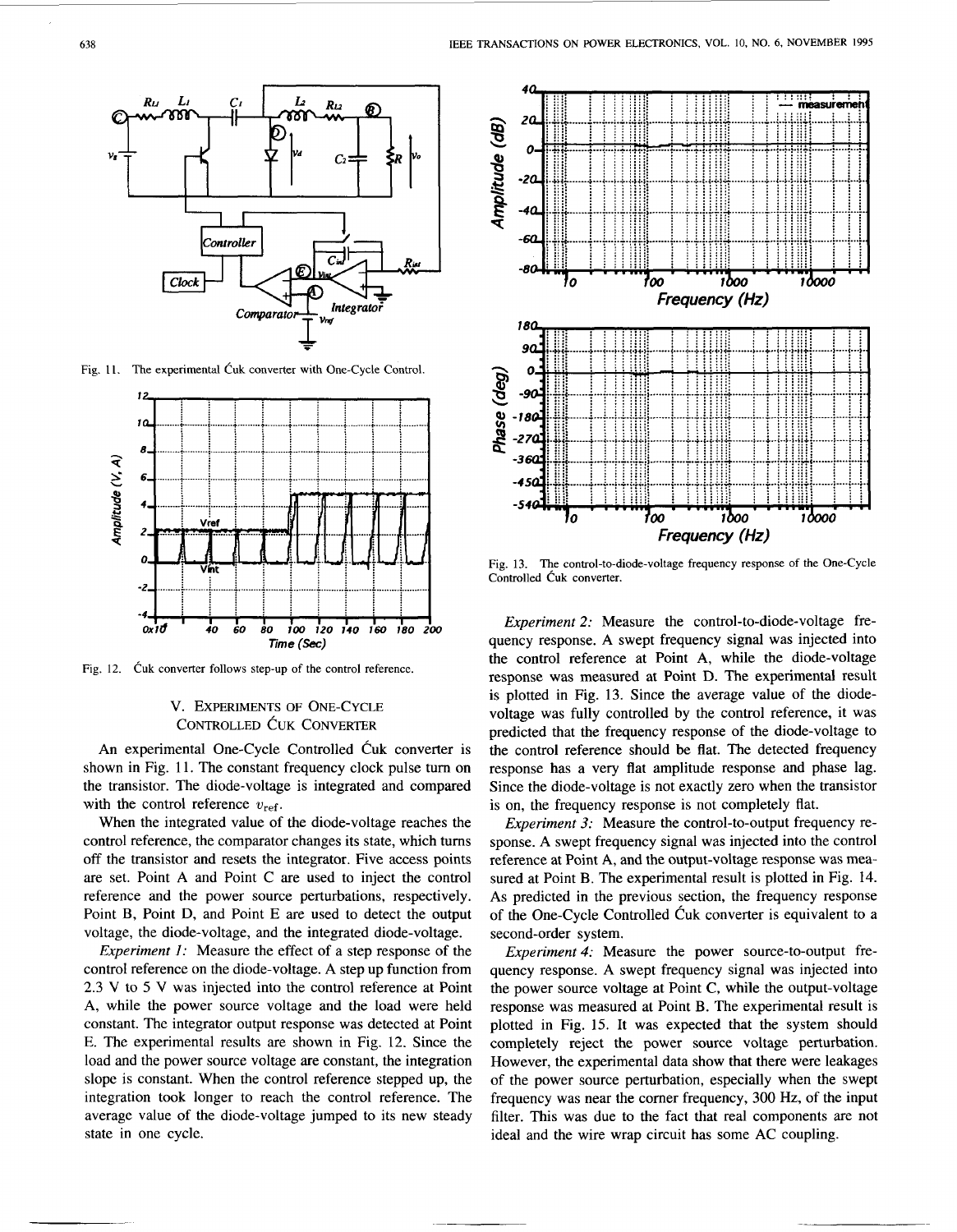Fig. 11. The experimental Ćuk converter with One-Cycle Control.

Fig. 12. Ćuk converter follows step-up of the control reference.

Fig. 13. The control-to-diode-voltage frequency response of the One-Cycle Controlled Ćuk converter.

## V. Experiments of One-Cycle Controlled Ćuk Converter

An experimental One-Cycle Controlled Ćuk converter is shown in Fig. 11. The constant frequency clock pulse turn on the transistor. The diode-voltage is integrated and compared with the control reference $v_{\text{ref}}$.

When the integrated value of the diode-voltage reaches the control reference, the comparator changes its state, which turns off the transistor and resets the integrator. Five access points are set. Point A and Point C are used to inject the control reference and the power source perturbations, respectively. Point B, Point D, and Point E are used to detect the output voltage, the diode-voltage, and the integrated diode-voltage.

*Experiment 1:* Measure the effect of a step response of the control reference on the diode-voltage. A step up function from 2.3 V to 5 V was injected into the control reference at Point A, while the power source voltage and the load were held constant. The integrator output response was detected at Point E. The experimental results are shown in Fig. 12. Since the load and the power source voltage are constant, the integration slope is constant. When the control reference stepped up, the integration took longer to reach the control reference. The average value of the diode-voltage jumped to its new steady state in one cycle.

*Experiment 2:* Measure the control-to-diode-voltage frequency response. A swept frequency signal was injected into the control reference at Point A, while the diode-voltage response was measured at Point D. The experimental result is plotted in Fig. 13. Since the average value of the diode-voltage was fully controlled by the control reference, it was predicted that the frequency response of the diode-voltage to the control reference should be flat. The detected frequency response has a very flat amplitude response and phase lag. Since the diode-voltage is not exactly zero when the transistor is on, the frequency response is not completely flat.

*Experiment 3:* Measure the control-to-output frequency response. A swept frequency signal was injected into the control reference at Point A, and the output-voltage response was measured at Point B. The experimental result is plotted in Fig. 14. As predicted in the previous section, the frequency response of the One-Cycle Controlled Ćuk converter is equivalent to a second-order system.

*Experiment 4:* Measure the power source-to-output frequency response. A swept frequency signal was injected into the power source voltage at Point C, while the output-voltage response was measured at Point B. The experimental result is plotted in Fig. 15. It was expected that the system should completely reject the power source voltage perturbation. However, the experimental data show that there were leakages of the power source perturbation, especially when the swept frequency was near the corner frequency, 300 Hz, of the input filter. This was due to the fact that real components are not ideal and the wire wrap circuit has some AC coupling.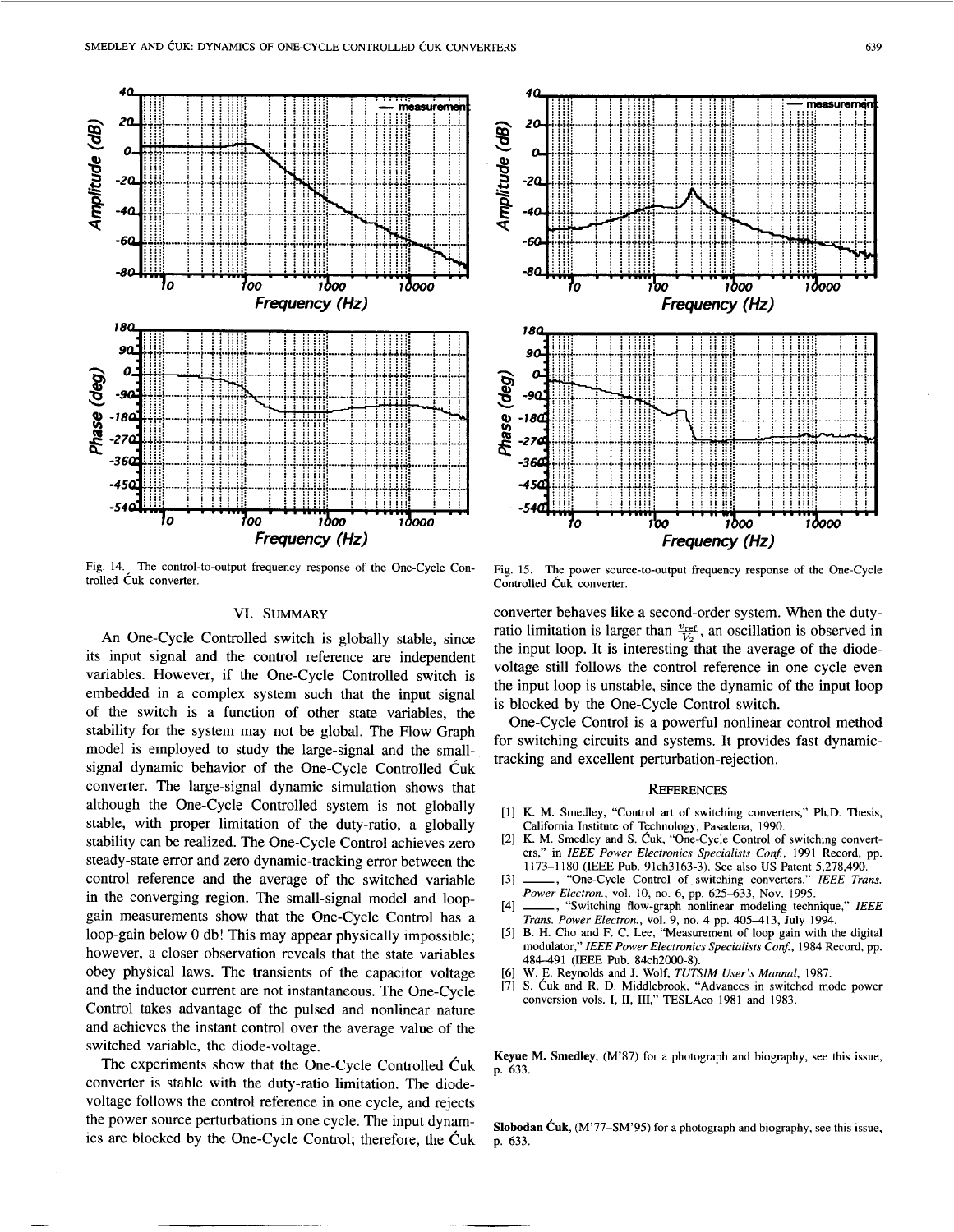Amplitude (dB)

40
20
0
-20
-40
-60
-80

10 100 1000 10000

Frequency (Hz)

— measurement

Phase (deg)

180
90
0
-90
-180
-270
-360
-450
-540

10 100 1000 10000

Frequency (Hz)

Fig. 14. The control-to-output frequency response of the One-Cycle Controlled Ćuk converter.

Amplitude (dB)

40
20
0
-20
-40
-60
-80

10 100 1000 10000

Frequency (Hz)

— measurement

Phase (deg)

180
90
0
-90
-180
-270
-360
-450
-540

10 100 1000 10000

Frequency (Hz)

Fig. 15. The power source-to-output frequency response of the One-Cycle Controlled Ćuk converter.

## VI. Summary

An One-Cycle Controlled switch is globally stable, since its input signal and the control reference are independent variables. However, if the One-Cycle Controlled switch is embedded in a complex system such that the input signal of the switch is a function of other state variables, the stability for the system may not be global. The Flow-Graph model is employed to study the large-signal and the small-signal dynamic behavior of the One-Cycle Controlled Ćuk converter. The large-signal dynamic simulation shows that although the One-Cycle Controlled system is not globally stable, with proper limitation of the duty-ratio, a globally stability can be realized. The One-Cycle Control achieves zero steady-state error and zero dynamic-tracking error between the control reference and the average of the switched variable in the converging region. The small-signal model and loop-gain measurements show that the One-Cycle Control has a loop-gain below 0 db! This may appear physically impossible; however, a closer observation reveals that the state variables obey physical laws. The transients of the capacitor voltage and the inductor current are not instantaneous. The One-Cycle Control takes advantage of the pulsed and nonlinear nature and achieves the instant control over the average value of the switched variable, the diode-voltage.

The experiments show that the One-Cycle Controlled Ćuk converter is stable with the duty-ratio limitation. The diode-voltage follows the control reference in one cycle, and rejects the power source perturbations in one cycle. The input dynamics are blocked by the One-Cycle Control; therefore, the Ćuk converter behaves like a second-order system. When the duty-ratio limitation is larger than $\frac{v_{ref}}{V_2}$, an oscillation is observed in the input loop. It is interesting that the average of the diode-voltage still follows the control reference in one cycle even the input loop is unstable, since the dynamic of the input loop is blocked by the One-Cycle Control switch.

One-Cycle Control is a powerful nonlinear control method for switching circuits and systems. It provides fast dynamic-tracking and excellent perturbation-rejection.

## References

[1] K. M. Smedley, "Control art of switching converters," Ph.D. Thesis, California Institute of Technology, Pasadena, 1990.

[2] K. M. Smedley and S. Ćuk, "One-Cycle Control of switching converters," in *IEEE Power Electronics Specialists Conf.*, 1991 Record, pp. 1173–1180 (IEEE Pub. 91ch3163-3). See also US Patent 5,278,490.

[3] ——, "One-Cycle Control of switching converters," *IEEE Trans. Power Electron.*, vol. 10, no. 6, pp. 625–633, Nov. 1995.

[4] ——, "Switching flow-graph nonlinear modeling technique," *IEEE Trans. Power Electron.*, vol. 9, no. 4 pp. 405–413, July 1994.

[5] B. H. Cho and F. C. Lee, "Measurement of loop gain with the digital modulator," *IEEE Power Electronics Specialists Conf.*, 1984 Record, pp. 484–491 (IEEE Pub. 84ch2000-8).

[6] W. E. Reynolds and J. Wolf, *TUTSIM User's Mannal*, 1987.

[7] S. Ćuk and R. D. Middlebrook, "Advances in switched mode power conversion vols. I, II, III," TESLAco 1981 and 1983.

**Keyue M. Smedley**, (M'87) for a photograph and biography, see this issue, p. 633.

**Slobodan Ćuk**, (M'77–SM'95) for a photograph and biography, see this issue, p. 633.